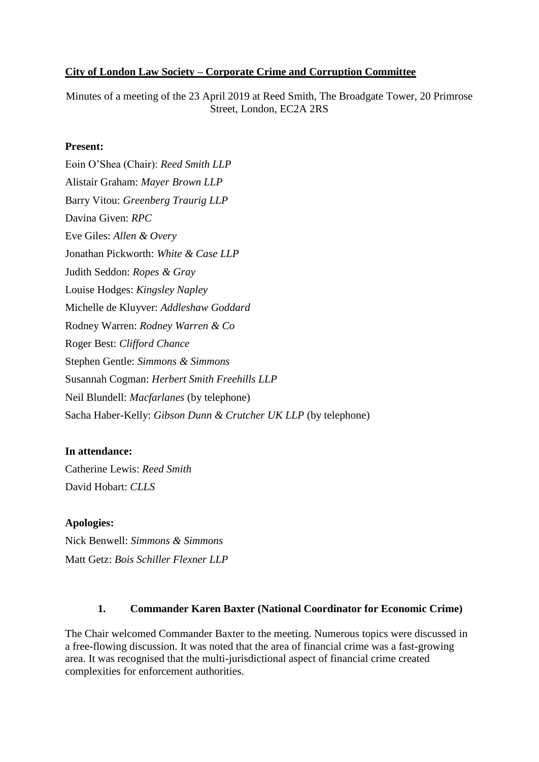**City of London Law Society – Corporate Crime and Corruption Committee**

Minutes of a meeting of the 23 April 2019 at Reed Smith, The Broadgate Tower, 20 Primrose Street, London, EC2A 2RS

**Present:**

Eoin O'Shea (Chair): *Reed Smith LLP*

Alistair Graham: *Mayer Brown LLP*

Barry Vitou: *Greenberg Traurig LLP*

Davina Given: *RPC*

Eve Giles: *Allen & Overy*

Jonathan Pickworth: *White & Case LLP*

Judith Seddon: *Ropes & Gray*

Louise Hodges: *Kingsley Napley*

Michelle de Kluyver: *Addleshaw Goddard*

Rodney Warren: *Rodney Warren & Co*

Roger Best: *Clifford Chance*

Stephen Gentle: *Simmons & Simmons*

Susannah Cogman: *Herbert Smith Freehills LLP*

Neil Blundell: *Macfarlanes* (by telephone)

Sacha Haber-Kelly: *Gibson Dunn & Crutcher UK LLP* (by telephone)

**In attendance:**

Catherine Lewis: *Reed Smith*

David Hobart: *CLLS*

**Apologies:**

Nick Benwell: *Simmons & Simmons*

Matt Getz: *Bois Schiller Flexner LLP*

**1. Commander Karen Baxter (National Coordinator for Economic Crime)**

The Chair welcomed Commander Baxter to the meeting. Numerous topics were discussed in a free-flowing discussion. It was noted that the area of financial crime was a fast-growing area. It was recognised that the multi-jurisdictional aspect of financial crime created complexities for enforcement authorities.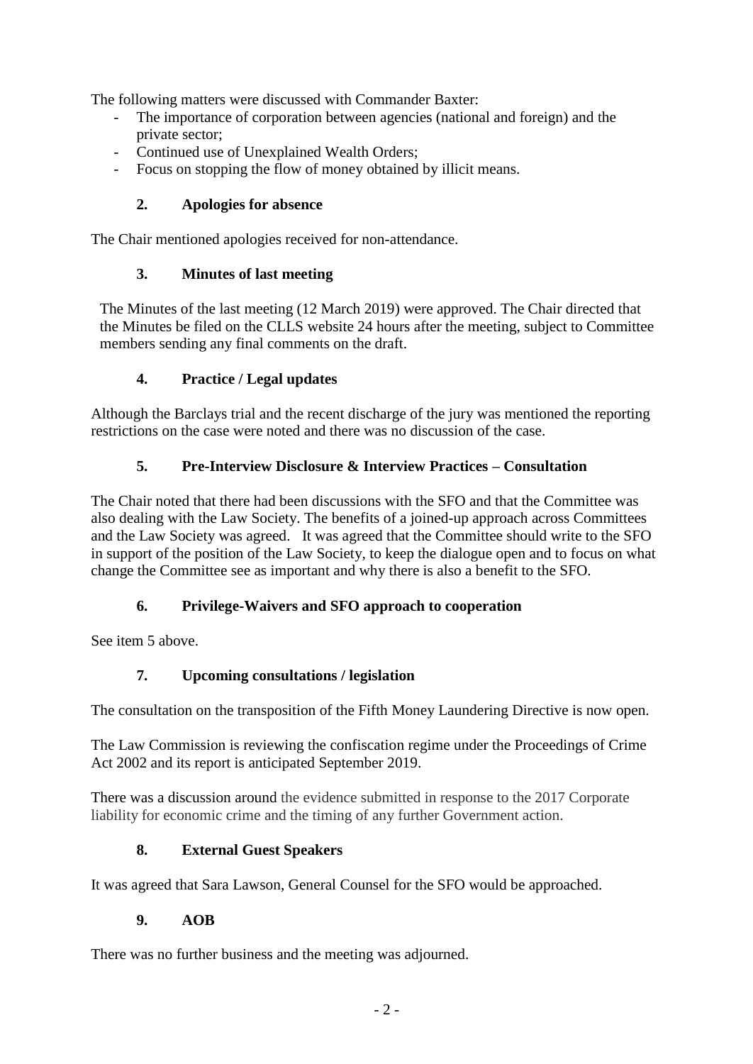The following matters were discussed with Commander Baxter:

- The importance of corporation between agencies (national and foreign) and the private sector;
- Continued use of Unexplained Wealth Orders;
- Focus on stopping the flow of money obtained by illicit means.

**2. Apologies for absence**

The Chair mentioned apologies received for non-attendance.

**3. Minutes of last meeting**

The Minutes of the last meeting (12 March 2019) were approved. The Chair directed that the Minutes be filed on the CLLS website 24 hours after the meeting, subject to Committee members sending any final comments on the draft.

**4. Practice / Legal updates**

Although the Barclays trial and the recent discharge of the jury was mentioned the reporting restrictions on the case were noted and there was no discussion of the case.

**5. Pre-Interview Disclosure & Interview Practices – Consultation**

The Chair noted that there had been discussions with the SFO and that the Committee was also dealing with the Law Society. The benefits of a joined-up approach across Committees and the Law Society was agreed. It was agreed that the Committee should write to the SFO in support of the position of the Law Society, to keep the dialogue open and to focus on what change the Committee see as important and why there is also a benefit to the SFO.

**6. Privilege-Waivers and SFO approach to cooperation**

See item 5 above.

**7. Upcoming consultations / legislation**

The consultation on the transposition of the Fifth Money Laundering Directive is now open.

The Law Commission is reviewing the confiscation regime under the Proceedings of Crime Act 2002 and its report is anticipated September 2019.

There was a discussion around the evidence submitted in response to the 2017 Corporate liability for economic crime and the timing of any further Government action.

**8. External Guest Speakers**

It was agreed that Sara Lawson, General Counsel for the SFO would be approached.

**9. AOB**

There was no further business and the meeting was adjourned.